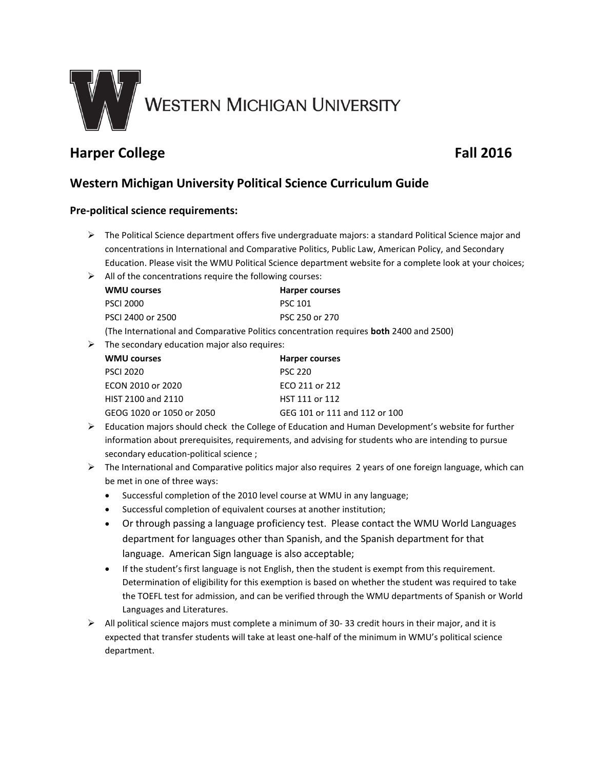Western Michigan University

## Harper College Fall 2016

## Western Michigan University Political Science Curriculum Guide

### Pre-political science requirements:

- The Political Science department offers five undergraduate majors: a standard Political Science major and concentrations in International and Comparative Politics, Public Law, American Policy, and Secondary Education. Please visit the WMU Political Science department website for a complete look at your choices;
- All of the concentrations require the following courses:

| WMU courses | Harper courses |
| --- | --- |
| PSCI 2000 | PSC 101 |
| PSCI 2400 or 2500 | PSC 250 or 270 |

  (The International and Comparative Politics concentration requires **both** 2400 and 2500)

- The secondary education major also requires:

| WMU courses | Harper courses |
| --- | --- |
| PSCI 2020 | PSC 220 |
| ECON 2010 or 2020 | ECO 211 or 212 |
| HIST 2100 and 2110 | HST 111 or 112 |
| GEOG 1020 or 1050 or 2050 | GEG 101 or 111 and 112 or 100 |

- Education majors should check the College of Education and Human Development's website for further information about prerequisites, requirements, and advising for students who are intending to pursue secondary education-political science ;
- The International and Comparative politics major also requires 2 years of one foreign language, which can be met in one of three ways:
  - Successful completion of the 2010 level course at WMU in any language;
  - Successful completion of equivalent courses at another institution;
  - Or through passing a language proficiency test. Please contact the WMU World Languages department for languages other than Spanish, and the Spanish department for that language. American Sign language is also acceptable;
  - If the student's first language is not English, then the student is exempt from this requirement. Determination of eligibility for this exemption is based on whether the student was required to take the TOEFL test for admission, and can be verified through the WMU departments of Spanish or World Languages and Literatures.
- All political science majors must complete a minimum of 30- 33 credit hours in their major, and it is expected that transfer students will take at least one-half of the minimum in WMU's political science department.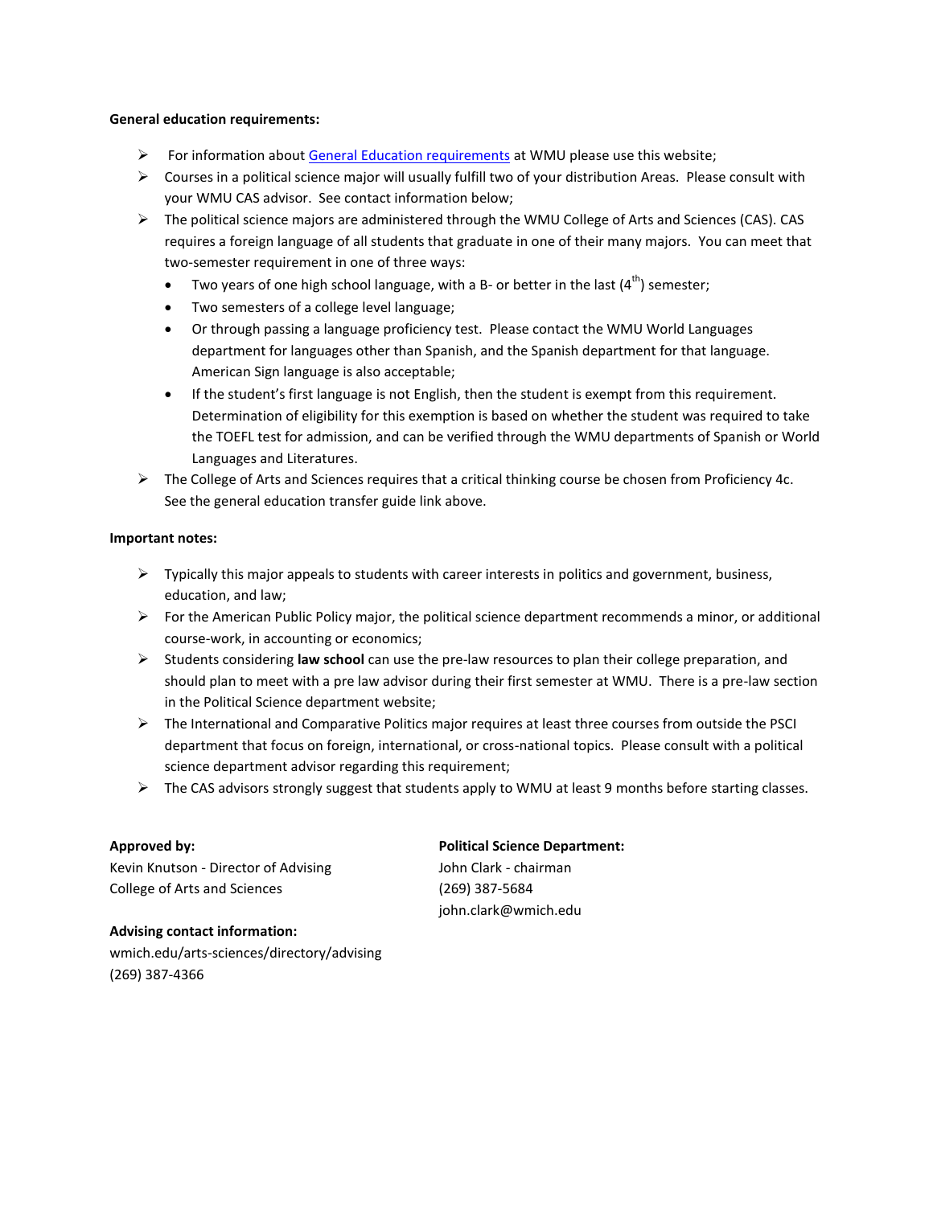**General education requirements:**

- For information about General Education requirements at WMU please use this website;
- Courses in a political science major will usually fulfill two of your distribution Areas. Please consult with your WMU CAS advisor. See contact information below;
- The political science majors are administered through the WMU College of Arts and Sciences (CAS). CAS requires a foreign language of all students that graduate in one of their many majors. You can meet that two-semester requirement in one of three ways:
  - Two years of one high school language, with a B- or better in the last (4th) semester;
  - Two semesters of a college level language;
  - Or through passing a language proficiency test. Please contact the WMU World Languages department for languages other than Spanish, and the Spanish department for that language. American Sign language is also acceptable;
  - If the student's first language is not English, then the student is exempt from this requirement. Determination of eligibility for this exemption is based on whether the student was required to take the TOEFL test for admission, and can be verified through the WMU departments of Spanish or World Languages and Literatures.
- The College of Arts and Sciences requires that a critical thinking course be chosen from Proficiency 4c. See the general education transfer guide link above.

**Important notes:**

- Typically this major appeals to students with career interests in politics and government, business, education, and law;
- For the American Public Policy major, the political science department recommends a minor, or additional course-work, in accounting or economics;
- Students considering **law school** can use the pre-law resources to plan their college preparation, and should plan to meet with a pre law advisor during their first semester at WMU. There is a pre-law section in the Political Science department website;
- The International and Comparative Politics major requires at least three courses from outside the PSCI department that focus on foreign, international, or cross-national topics. Please consult with a political science department advisor regarding this requirement;
- The CAS advisors strongly suggest that students apply to WMU at least 9 months before starting classes.

**Approved by:**
Kevin Knutson - Director of Advising
College of Arts and Sciences

**Advising contact information:**
wmich.edu/arts-sciences/directory/advising
(269) 387-4366

**Political Science Department:**
John Clark - chairman
(269) 387-5684
john.clark@wmich.edu